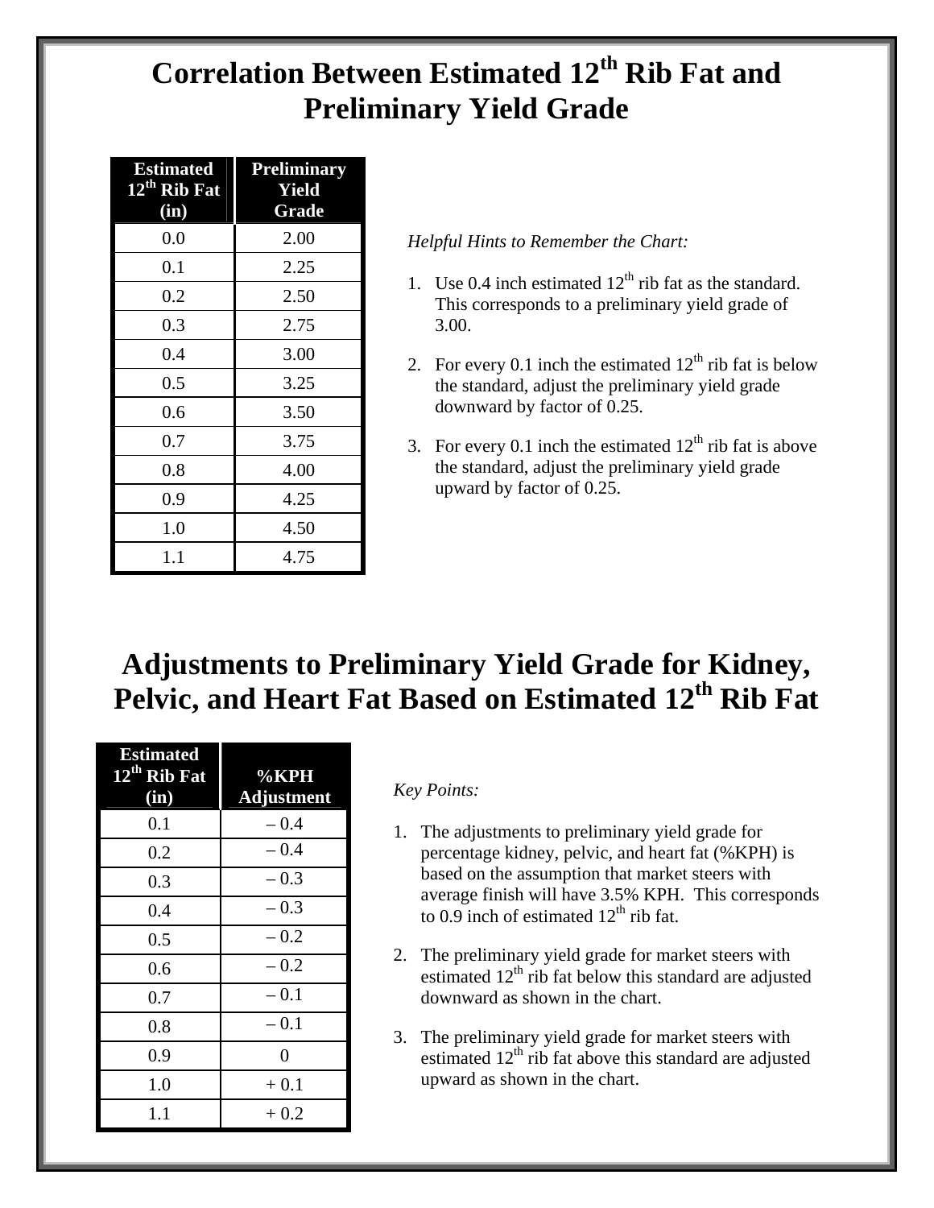# Correlation Between Estimated 12th Rib Fat and Preliminary Yield Grade

| Estimated 12th Rib Fat (in) | Preliminary Yield Grade |
|---|---|
| 0.0 | 2.00 |
| 0.1 | 2.25 |
| 0.2 | 2.50 |
| 0.3 | 2.75 |
| 0.4 | 3.00 |
| 0.5 | 3.25 |
| 0.6 | 3.50 |
| 0.7 | 3.75 |
| 0.8 | 4.00 |
| 0.9 | 4.25 |
| 1.0 | 4.50 |
| 1.1 | 4.75 |

*Helpful Hints to Remember the Chart:*

1. Use 0.4 inch estimated 12th rib fat as the standard. This corresponds to a preliminary yield grade of 3.00.
2. For every 0.1 inch the estimated 12th rib fat is below the standard, adjust the preliminary yield grade downward by factor of 0.25.
3. For every 0.1 inch the estimated 12th rib fat is above the standard, adjust the preliminary yield grade upward by factor of 0.25.

# Adjustments to Preliminary Yield Grade for Kidney, Pelvic, and Heart Fat Based on Estimated 12th Rib Fat

| Estimated 12th Rib Fat (in) | %KPH Adjustment |
|---|---|
| 0.1 | – 0.4 |
| 0.2 | – 0.4 |
| 0.3 | – 0.3 |
| 0.4 | – 0.3 |
| 0.5 | – 0.2 |
| 0.6 | – 0.2 |
| 0.7 | – 0.1 |
| 0.8 | – 0.1 |
| 0.9 | 0 |
| 1.0 | + 0.1 |
| 1.1 | + 0.2 |

*Key Points:*

1. The adjustments to preliminary yield grade for percentage kidney, pelvic, and heart fat (%KPH) is based on the assumption that market steers with average finish will have 3.5% KPH. This corresponds to 0.9 inch of estimated 12th rib fat.
2. The preliminary yield grade for market steers with estimated 12th rib fat below this standard are adjusted downward as shown in the chart.
3. The preliminary yield grade for market steers with estimated 12th rib fat above this standard are adjusted upward as shown in the chart.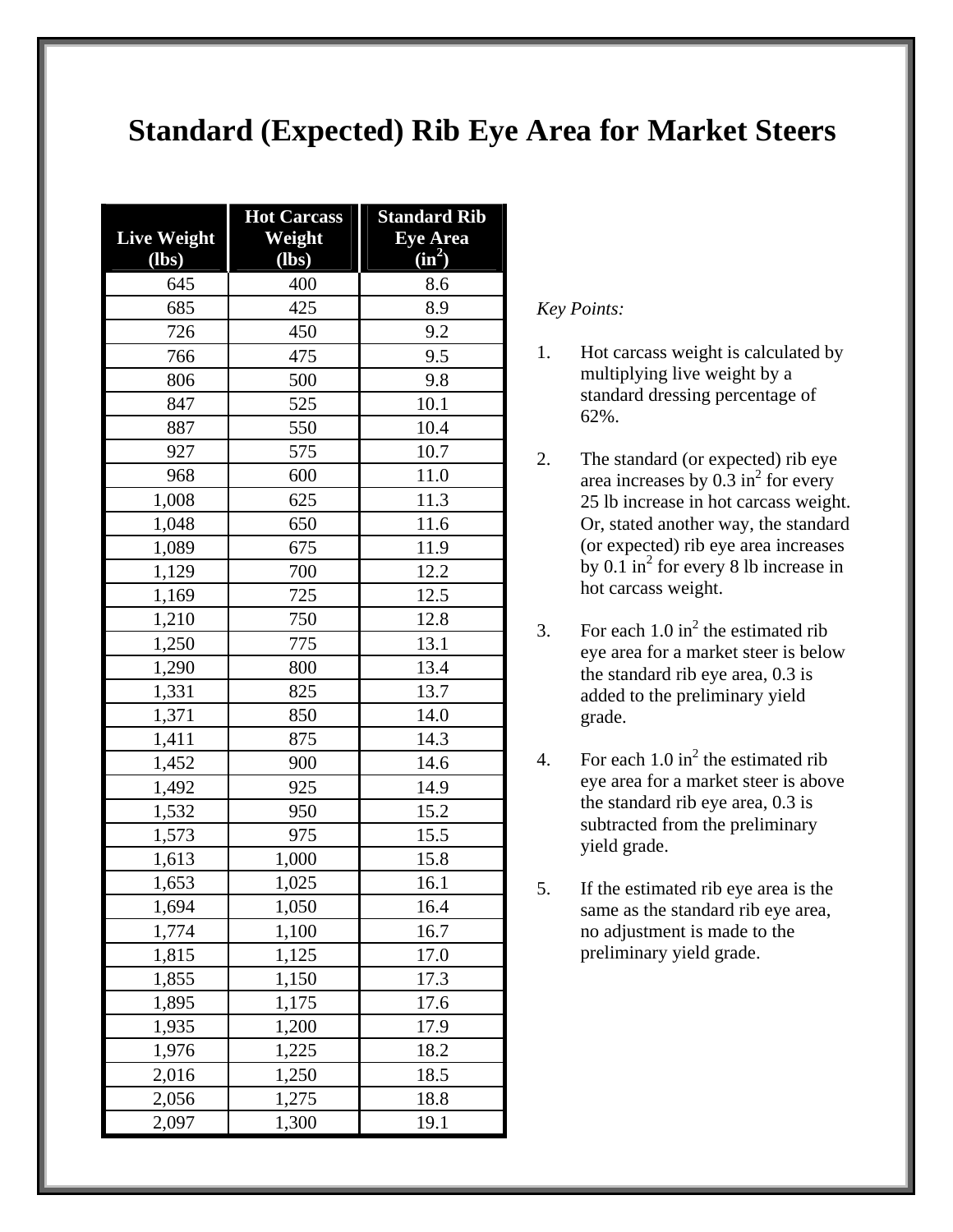# Standard (Expected) Rib Eye Area for Market Steers

| Live Weight (lbs) | Hot Carcass Weight (lbs) | Standard Rib Eye Area ($in^2$) |
|---|---|---|
| 645 | 400 | 8.6 |
| 685 | 425 | 8.9 |
| 726 | 450 | 9.2 |
| 766 | 475 | 9.5 |
| 806 | 500 | 9.8 |
| 847 | 525 | 10.1 |
| 887 | 550 | 10.4 |
| 927 | 575 | 10.7 |
| 968 | 600 | 11.0 |
| 1,008 | 625 | 11.3 |
| 1,048 | 650 | 11.6 |
| 1,089 | 675 | 11.9 |
| 1,129 | 700 | 12.2 |
| 1,169 | 725 | 12.5 |
| 1,210 | 750 | 12.8 |
| 1,250 | 775 | 13.1 |
| 1,290 | 800 | 13.4 |
| 1,331 | 825 | 13.7 |
| 1,371 | 850 | 14.0 |
| 1,411 | 875 | 14.3 |
| 1,452 | 900 | 14.6 |
| 1,492 | 925 | 14.9 |
| 1,532 | 950 | 15.2 |
| 1,573 | 975 | 15.5 |
| 1,613 | 1,000 | 15.8 |
| 1,653 | 1,025 | 16.1 |
| 1,694 | 1,050 | 16.4 |
| 1,774 | 1,100 | 16.7 |
| 1,815 | 1,125 | 17.0 |
| 1,855 | 1,150 | 17.3 |
| 1,895 | 1,175 | 17.6 |
| 1,935 | 1,200 | 17.9 |
| 1,976 | 1,225 | 18.2 |
| 2,016 | 1,250 | 18.5 |
| 2,056 | 1,275 | 18.8 |
| 2,097 | 1,300 | 19.1 |

*Key Points:*

1. Hot carcass weight is calculated by multiplying live weight by a standard dressing percentage of 62%.

2. The standard (or expected) rib eye area increases by 0.3 $in^2$ for every 25 lb increase in hot carcass weight. Or, stated another way, the standard (or expected) rib eye area increases by 0.1 $in^2$ for every 8 lb increase in hot carcass weight.

3. For each 1.0 $in^2$ the estimated rib eye area for a market steer is below the standard rib eye area, 0.3 is added to the preliminary yield grade.

4. For each 1.0 $in^2$ the estimated rib eye area for a market steer is above the standard rib eye area, 0.3 is subtracted from the preliminary yield grade.

5. If the estimated rib eye area is the same as the standard rib eye area, no adjustment is made to the preliminary yield grade.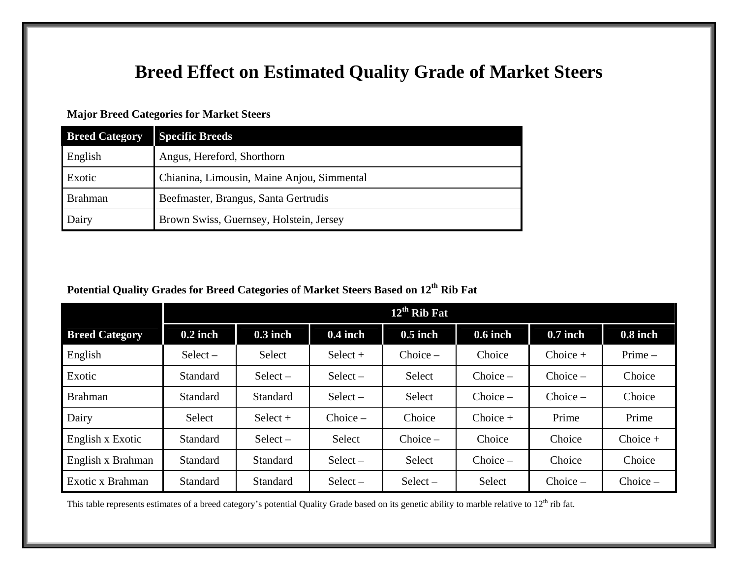# Breed Effect on Estimated Quality Grade of Market Steers

**Major Breed Categories for Market Steers**

| Breed Category | Specific Breeds |
|---|---|
| English | Angus, Hereford, Shorthorn |
| Exotic | Chianina, Limousin, Maine Anjou, Simmental |
| Brahman | Beefmaster, Brangus, Santa Gertrudis |
| Dairy | Brown Swiss, Guernsey, Holstein, Jersey |

**Potential Quality Grades for Breed Categories of Market Steers Based on 12th Rib Fat**

| | 12th Rib Fat | | | | | | |
|---|---|---|---|---|---|---|---|
| **Breed Category** | **0.2 inch** | **0.3 inch** | **0.4 inch** | **0.5 inch** | **0.6 inch** | **0.7 inch** | **0.8 inch** |
| English | Select – | Select | Select + | Choice – | Choice | Choice + | Prime – |
| Exotic | Standard | Select – | Select – | Select | Choice – | Choice – | Choice |
| Brahman | Standard | Standard | Select – | Select | Choice – | Choice – | Choice |
| Dairy | Select | Select + | Choice – | Choice | Choice + | Prime | Prime |
| English x Exotic | Standard | Select – | Select | Choice – | Choice | Choice | Choice + |
| English x Brahman | Standard | Standard | Select – | Select | Choice – | Choice | Choice |
| Exotic x Brahman | Standard | Standard | Select – | Select – | Select | Choice – | Choice – |

This table represents estimates of a breed category's potential Quality Grade based on its genetic ability to marble relative to 12th rib fat.